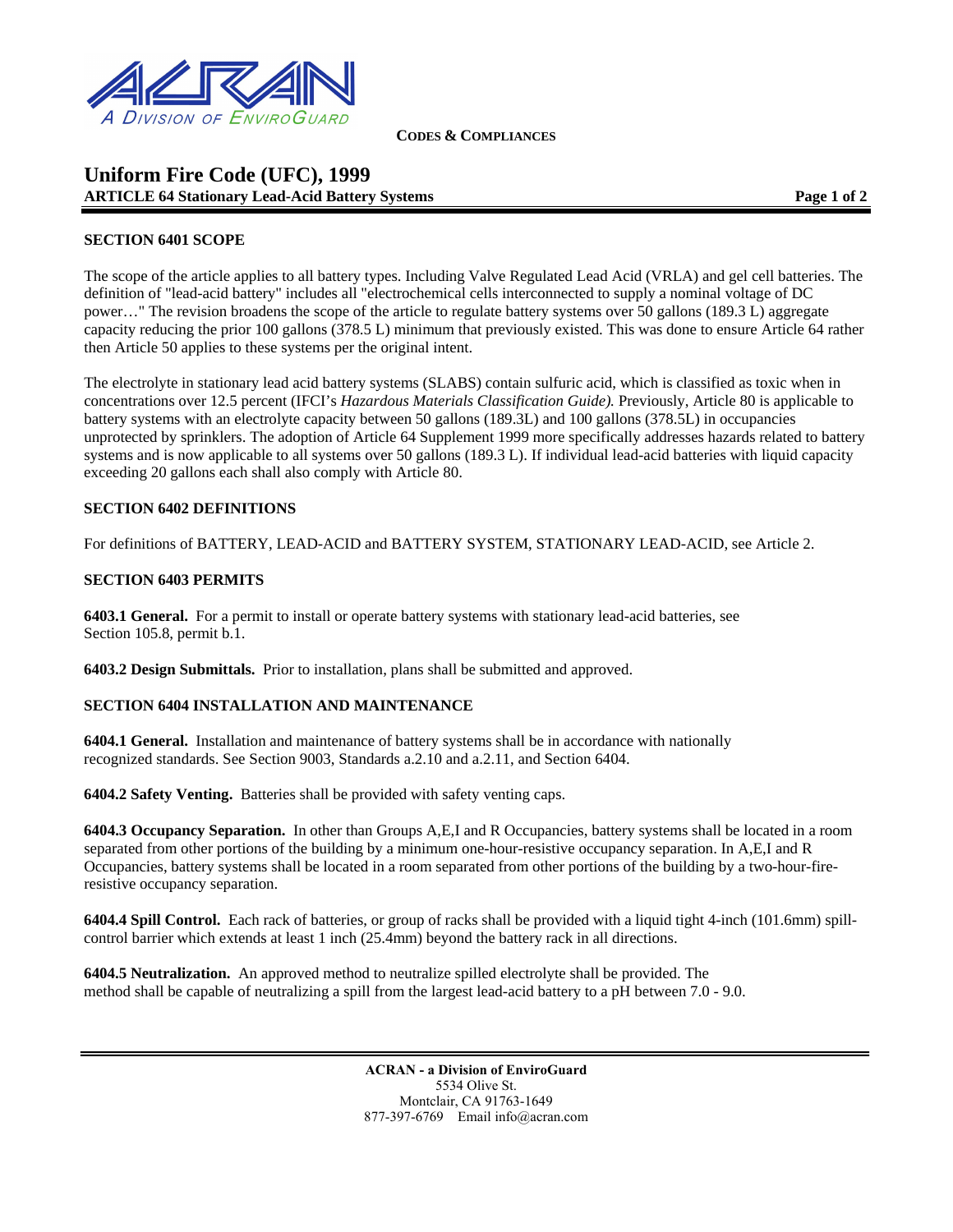CODES & COMPLIANCES

# Uniform Fire Code (UFC), 1999

**ARTICLE 64 Stationary Lead-Acid Battery Systems**

### SECTION 6401 SCOPE

The scope of the article applies to all battery types. Including Valve Regulated Lead Acid (VRLA) and gel cell batteries. The definition of "lead-acid battery" includes all "electrochemical cells interconnected to supply a nominal voltage of DC power…" The revision broadens the scope of the article to regulate battery systems over 50 gallons (189.3 L) aggregate capacity reducing the prior 100 gallons (378.5 L) minimum that previously existed. This was done to ensure Article 64 rather then Article 50 applies to these systems per the original intent.

The electrolyte in stationary lead acid battery systems (SLABS) contain sulfuric acid, which is classified as toxic when in concentrations over 12.5 percent (IFCI's *Hazardous Materials Classification Guide).* Previously, Article 80 is applicable to battery systems with an electrolyte capacity between 50 gallons (189.3L) and 100 gallons (378.5L) in occupancies unprotected by sprinklers. The adoption of Article 64 Supplement 1999 more specifically addresses hazards related to battery systems and is now applicable to all systems over 50 gallons (189.3 L). If individual lead-acid batteries with liquid capacity exceeding 20 gallons each shall also comply with Article 80.

### SECTION 6402 DEFINITIONS

For definitions of BATTERY, LEAD-ACID and BATTERY SYSTEM, STATIONARY LEAD-ACID, see Article 2.

### SECTION 6403 PERMITS

**6403.1 General.** For a permit to install or operate battery systems with stationary lead-acid batteries, see Section 105.8, permit b.1.

**6403.2 Design Submittals.** Prior to installation, plans shall be submitted and approved.

### SECTION 6404 INSTALLATION AND MAINTENANCE

**6404.1 General.** Installation and maintenance of battery systems shall be in accordance with nationally recognized standards. See Section 9003, Standards a.2.10 and a.2.11, and Section 6404.

**6404.2 Safety Venting.** Batteries shall be provided with safety venting caps.

**6404.3 Occupancy Separation.** In other than Groups A,E,I and R Occupancies, battery systems shall be located in a room separated from other portions of the building by a minimum one-hour-resistive occupancy separation. In A,E,I and R Occupancies, battery systems shall be located in a room separated from other portions of the building by a two-hour-fire-resistive occupancy separation.

**6404.4 Spill Control.** Each rack of batteries, or group of racks shall be provided with a liquid tight 4-inch (101.6mm) spill-control barrier which extends at least 1 inch (25.4mm) beyond the battery rack in all directions.

**6404.5 Neutralization.** An approved method to neutralize spilled electrolyte shall be provided. The method shall be capable of neutralizing a spill from the largest lead-acid battery to a pH between 7.0 - 9.0.

**ACRAN - a Division of EnviroGuard**
5534 Olive St.
Montclair, CA 91763-1649
877-397-6769 Email info@acran.com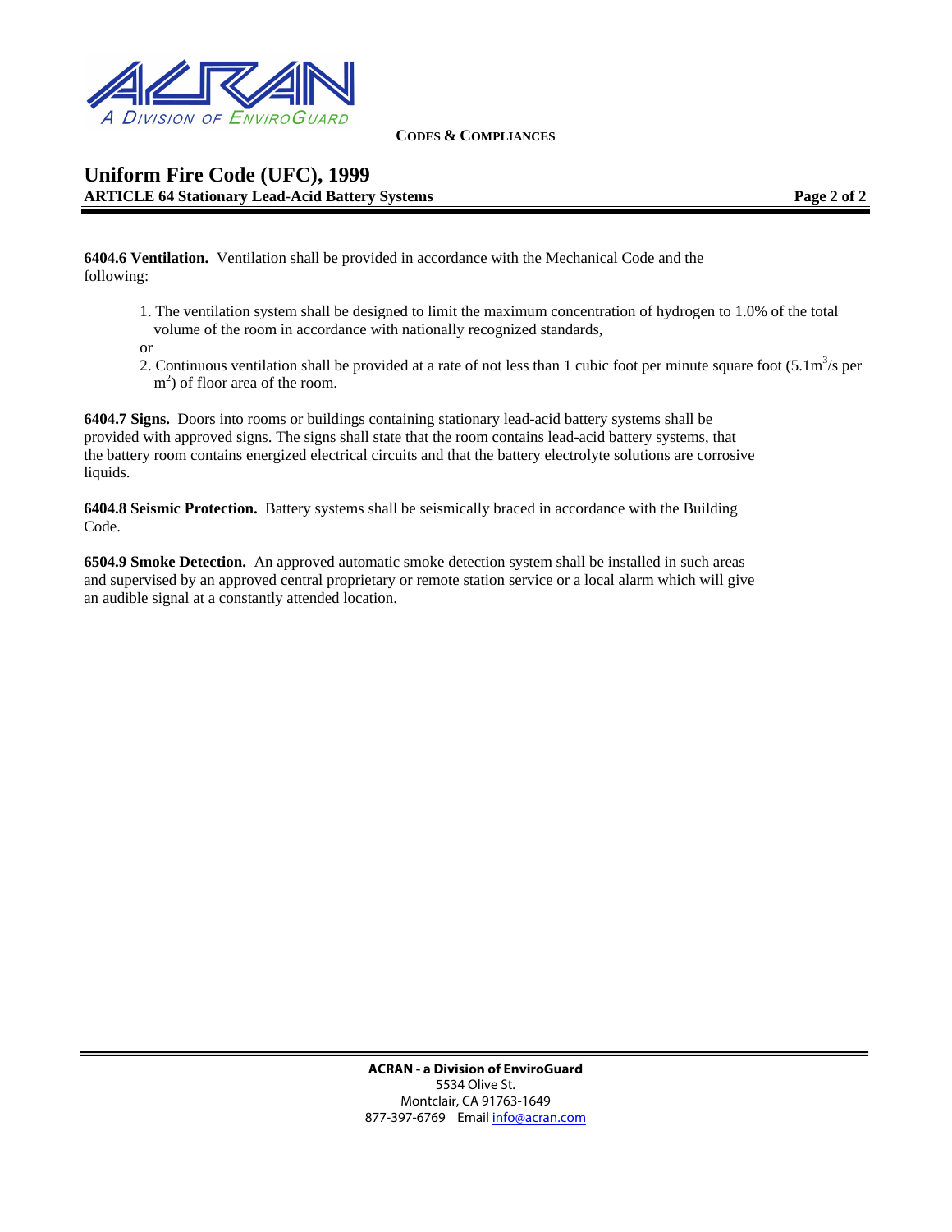**Codes & Compliances**

# Uniform Fire Code (UFC), 1999

## ARTICLE 64 Stationary Lead-Acid Battery Systems

**6404.6 Ventilation.** Ventilation shall be provided in accordance with the Mechanical Code and the following:

1. The ventilation system shall be designed to limit the maximum concentration of hydrogen to 1.0% of the total volume of the room in accordance with nationally recognized standards,

   or

2. Continuous ventilation shall be provided at a rate of not less than 1 cubic foot per minute square foot ($5.1m^3/s$ per $m^2$) of floor area of the room.

**6404.7 Signs.** Doors into rooms or buildings containing stationary lead-acid battery systems shall be provided with approved signs. The signs shall state that the room contains lead-acid battery systems, that the battery room contains energized electrical circuits and that the battery electrolyte solutions are corrosive liquids.

**6404.8 Seismic Protection.** Battery systems shall be seismically braced in accordance with the Building Code.

**6504.9 Smoke Detection.** An approved automatic smoke detection system shall be installed in such areas and supervised by an approved central proprietary or remote station service or a local alarm which will give an audible signal at a constantly attended location.

**ACRAN - a Division of EnviroGuard**
5534 Olive St.
Montclair, CA 91763-1649
877-397-6769 Email info@acran.com